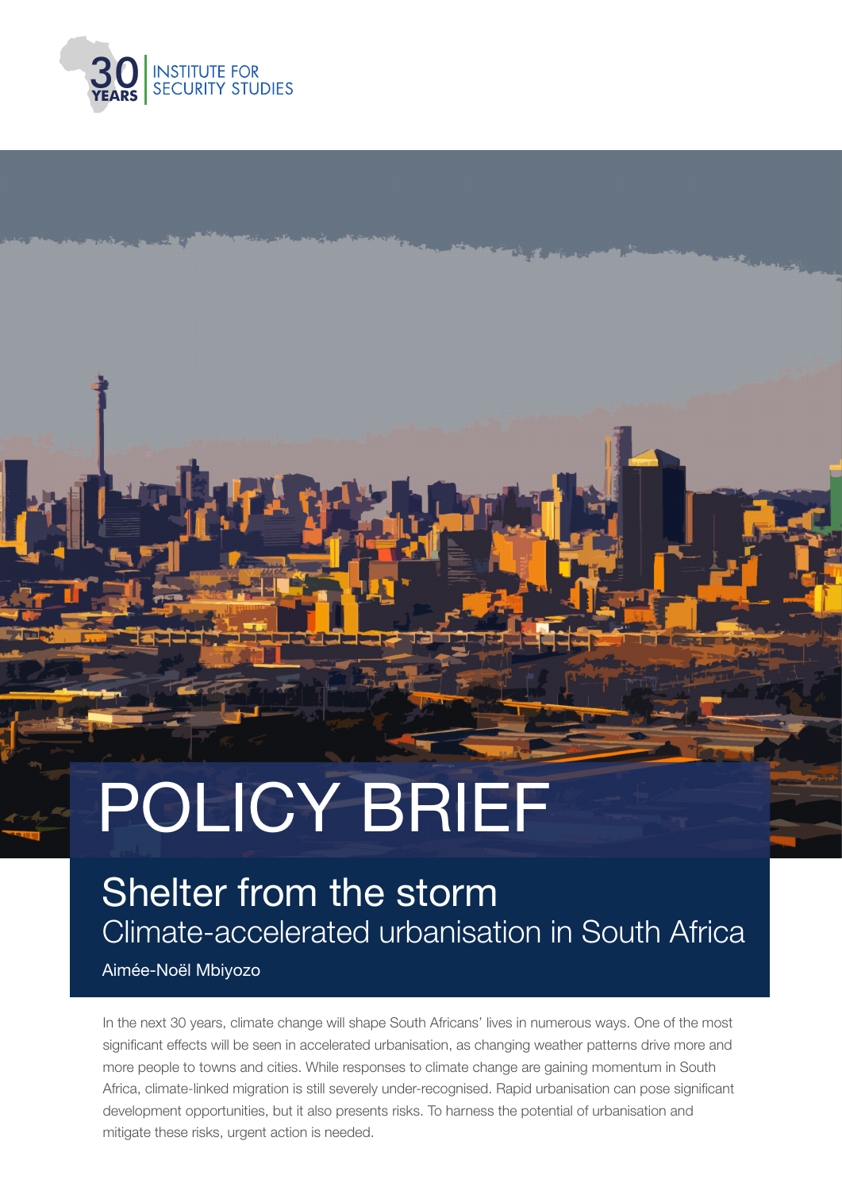INSTITUTE FOR SECURITY STUDIES

# POLICY BRIEF

## Shelter from the storm

### Climate-accelerated urbanisation in South Africa

Aimée-Noël Mbiyozo

In the next 30 years, climate change will shape South Africans' lives in numerous ways. One of the most significant effects will be seen in accelerated urbanisation, as changing weather patterns drive more and more people to towns and cities. While responses to climate change are gaining momentum in South Africa, climate-linked migration is still severely under-recognised. Rapid urbanisation can pose significant development opportunities, but it also presents risks. To harness the potential of urbanisation and mitigate these risks, urgent action is needed.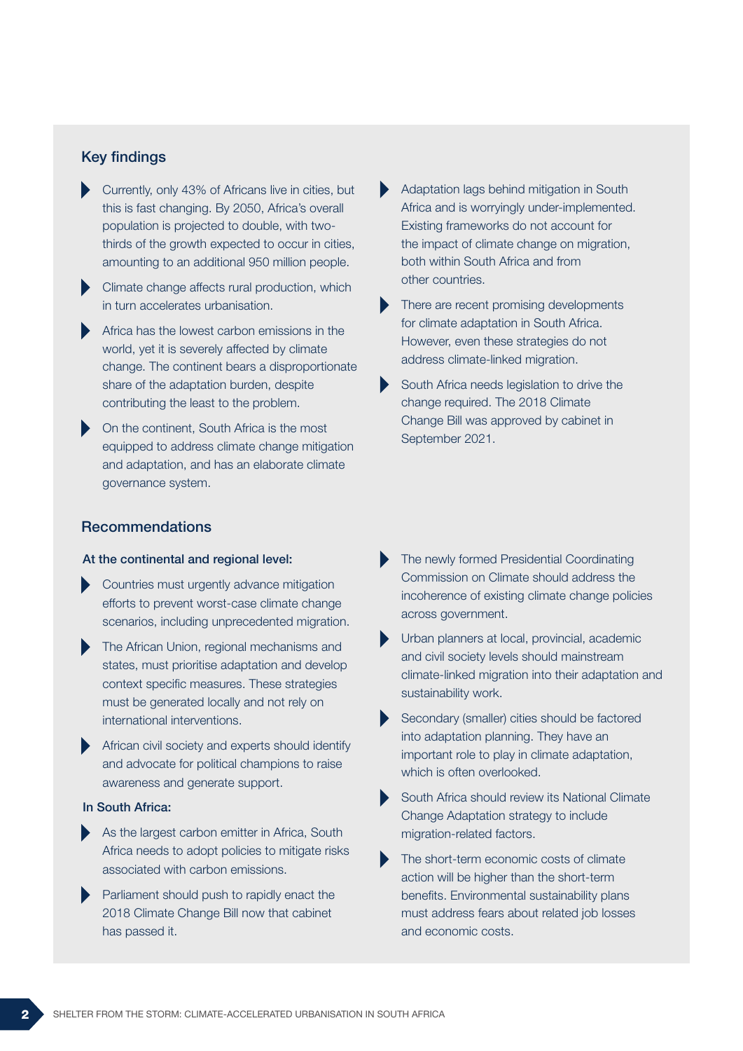## Key findings

- Currently, only 43% of Africans live in cities, but this is fast changing. By 2050, Africa's overall population is projected to double, with two-thirds of the growth expected to occur in cities, amounting to an additional 950 million people.
- Climate change affects rural production, which in turn accelerates urbanisation.
- Africa has the lowest carbon emissions in the world, yet it is severely affected by climate change. The continent bears a disproportionate share of the adaptation burden, despite contributing the least to the problem.
- On the continent, South Africa is the most equipped to address climate change mitigation and adaptation, and has an elaborate climate governance system.
- Adaptation lags behind mitigation in South Africa and is worryingly under-implemented. Existing frameworks do not account for the impact of climate change on migration, both within South Africa and from other countries.
- There are recent promising developments for climate adaptation in South Africa. However, even these strategies do not address climate-linked migration.
- South Africa needs legislation to drive the change required. The 2018 Climate Change Bill was approved by cabinet in September 2021.

## Recommendations

### At the continental and regional level:

- Countries must urgently advance mitigation efforts to prevent worst-case climate change scenarios, including unprecedented migration.
- The African Union, regional mechanisms and states, must prioritise adaptation and develop context specific measures. These strategies must be generated locally and not rely on international interventions.
- African civil society and experts should identify and advocate for political champions to raise awareness and generate support.

### In South Africa:

- As the largest carbon emitter in Africa, South Africa needs to adopt policies to mitigate risks associated with carbon emissions.
- Parliament should push to rapidly enact the 2018 Climate Change Bill now that cabinet has passed it.
- The newly formed Presidential Coordinating Commission on Climate should address the incoherence of existing climate change policies across government.
- Urban planners at local, provincial, academic and civil society levels should mainstream climate-linked migration into their adaptation and sustainability work.
- Secondary (smaller) cities should be factored into adaptation planning. They have an important role to play in climate adaptation, which is often overlooked.
- South Africa should review its National Climate Change Adaptation strategy to include migration-related factors.
- The short-term economic costs of climate action will be higher than the short-term benefits. Environmental sustainability plans must address fears about related job losses and economic costs.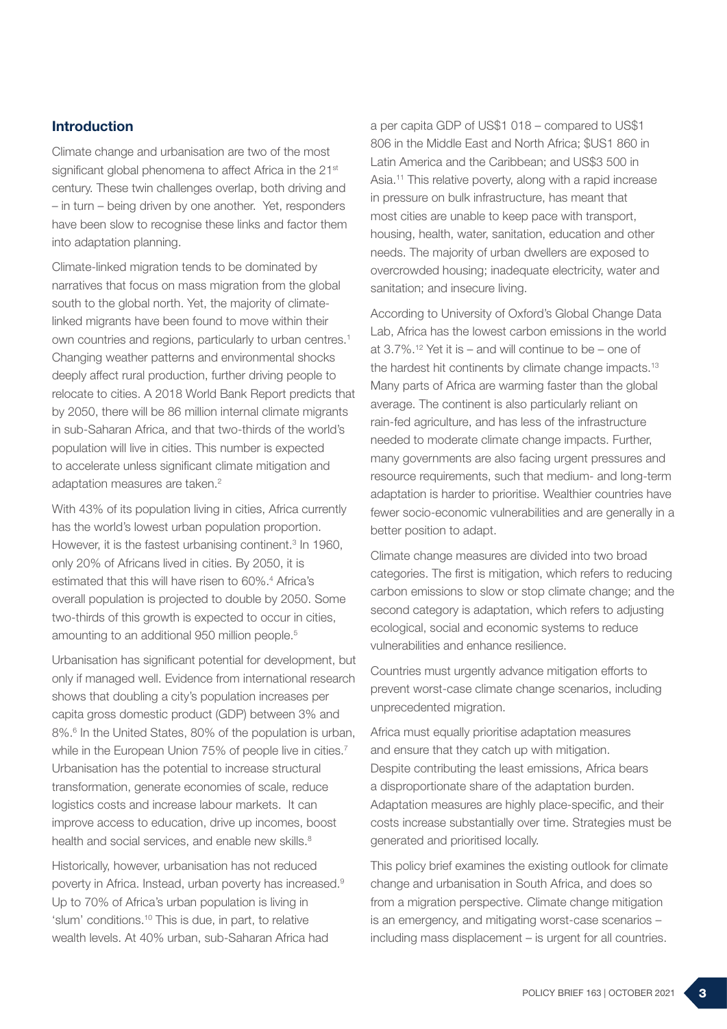## Introduction

Climate change and urbanisation are two of the most significant global phenomena to affect Africa in the 21st century. These twin challenges overlap, both driving and – in turn – being driven by one another. Yet, responders have been slow to recognise these links and factor them into adaptation planning.

Climate-linked migration tends to be dominated by narratives that focus on mass migration from the global south to the global north. Yet, the majority of climate-linked migrants have been found to move within their own countries and regions, particularly to urban centres.[1] Changing weather patterns and environmental shocks deeply affect rural production, further driving people to relocate to cities. A 2018 World Bank Report predicts that by 2050, there will be 86 million internal climate migrants in sub-Saharan Africa, and that two-thirds of the world's population will live in cities. This number is expected to accelerate unless significant climate mitigation and adaptation measures are taken.[2]

With 43% of its population living in cities, Africa currently has the world's lowest urban population proportion. However, it is the fastest urbanising continent.[3] In 1960, only 20% of Africans lived in cities. By 2050, it is estimated that this will have risen to 60%.[4] Africa's overall population is projected to double by 2050. Some two-thirds of this growth is expected to occur in cities, amounting to an additional 950 million people.[5]

Urbanisation has significant potential for development, but only if managed well. Evidence from international research shows that doubling a city's population increases per capita gross domestic product (GDP) between 3% and 8%.[6] In the United States, 80% of the population is urban, while in the European Union 75% of people live in cities.[7] Urbanisation has the potential to increase structural transformation, generate economies of scale, reduce logistics costs and increase labour markets. It can improve access to education, drive up incomes, boost health and social services, and enable new skills.[8]

Historically, however, urbanisation has not reduced poverty in Africa. Instead, urban poverty has increased.[9] Up to 70% of Africa's urban population is living in 'slum' conditions.[10] This is due, in part, to relative wealth levels. At 40% urban, sub-Saharan Africa had a per capita GDP of US$1 018 – compared to US$1 806 in the Middle East and North Africa; $US1 860 in Latin America and the Caribbean; and US$3 500 in Asia.[11] This relative poverty, along with a rapid increase in pressure on bulk infrastructure, has meant that most cities are unable to keep pace with transport, housing, health, water, sanitation, education and other needs. The majority of urban dwellers are exposed to overcrowded housing; inadequate electricity, water and sanitation; and insecure living.

According to University of Oxford's Global Change Data Lab, Africa has the lowest carbon emissions in the world at 3.7%.[12] Yet it is – and will continue to be – one of the hardest hit continents by climate change impacts.[13] Many parts of Africa are warming faster than the global average. The continent is also particularly reliant on rain-fed agriculture, and has less of the infrastructure needed to moderate climate change impacts. Further, many governments are also facing urgent pressures and resource requirements, such that medium- and long-term adaptation is harder to prioritise. Wealthier countries have fewer socio-economic vulnerabilities and are generally in a better position to adapt.

Climate change measures are divided into two broad categories. The first is mitigation, which refers to reducing carbon emissions to slow or stop climate change; and the second category is adaptation, which refers to adjusting ecological, social and economic systems to reduce vulnerabilities and enhance resilience.

Countries must urgently advance mitigation efforts to prevent worst-case climate change scenarios, including unprecedented migration.

Africa must equally prioritise adaptation measures and ensure that they catch up with mitigation. Despite contributing the least emissions, Africa bears a disproportionate share of the adaptation burden. Adaptation measures are highly place-specific, and their costs increase substantially over time. Strategies must be generated and prioritised locally.

This policy brief examines the existing outlook for climate change and urbanisation in South Africa, and does so from a migration perspective. Climate change mitigation is an emergency, and mitigating worst-case scenarios – including mass displacement – is urgent for all countries.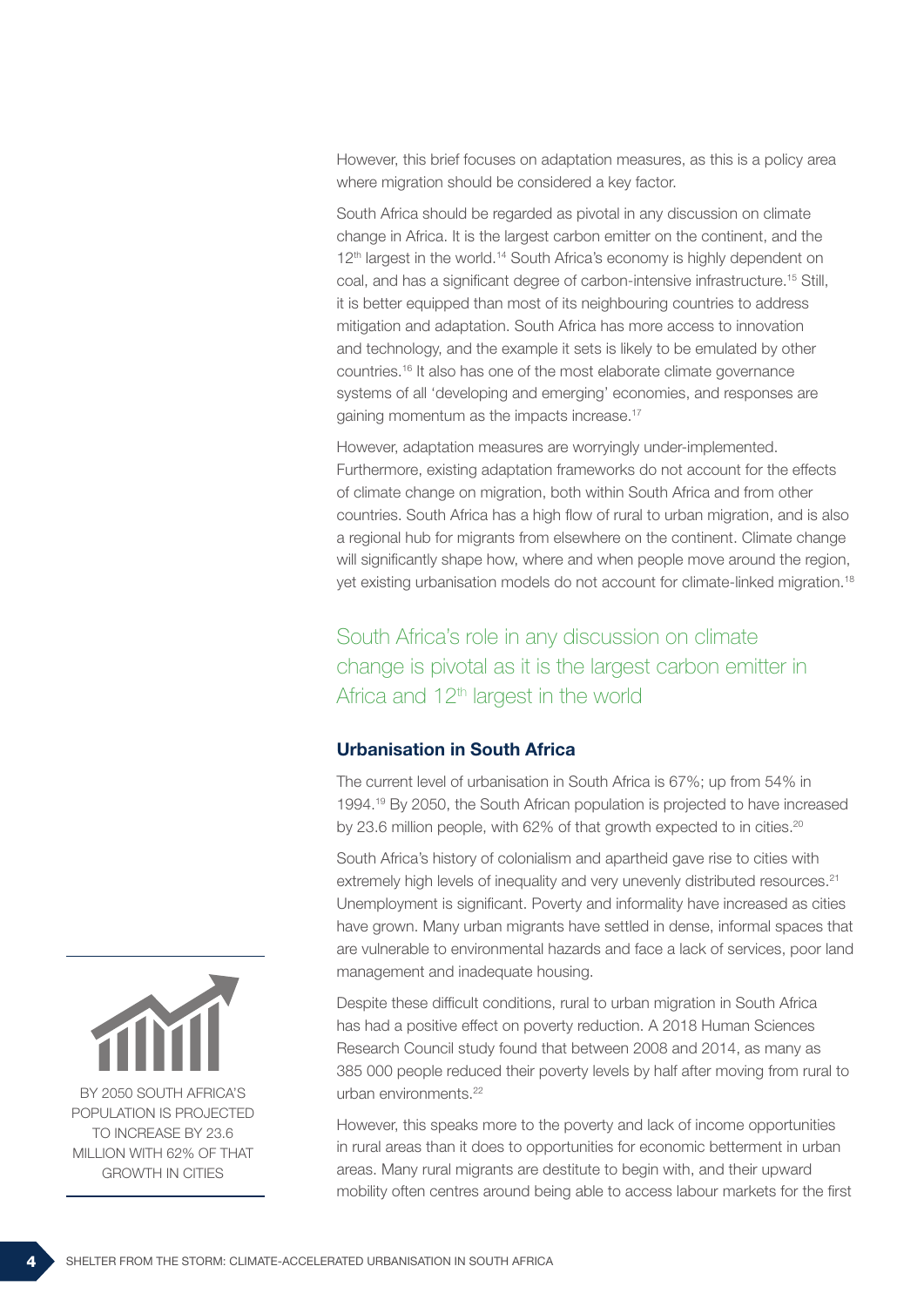However, this brief focuses on adaptation measures, as this is a policy area where migration should be considered a key factor.

South Africa should be regarded as pivotal in any discussion on climate change in Africa. It is the largest carbon emitter on the continent, and the 12th largest in the world.[14] South Africa's economy is highly dependent on coal, and has a significant degree of carbon-intensive infrastructure.[15] Still, it is better equipped than most of its neighbouring countries to address mitigation and adaptation. South Africa has more access to innovation and technology, and the example it sets is likely to be emulated by other countries.[16] It also has one of the most elaborate climate governance systems of all 'developing and emerging' economies, and responses are gaining momentum as the impacts increase.[17]

However, adaptation measures are worryingly under-implemented. Furthermore, existing adaptation frameworks do not account for the effects of climate change on migration, both within South Africa and from other countries. South Africa has a high flow of rural to urban migration, and is also a regional hub for migrants from elsewhere on the continent. Climate change will significantly shape how, where and when people move around the region, yet existing urbanisation models do not account for climate-linked migration.[18]

> South Africa's role in any discussion on climate change is pivotal as it is the largest carbon emitter in Africa and 12th largest in the world

### Urbanisation in South Africa

The current level of urbanisation in South Africa is 67%; up from 54% in 1994.[19] By 2050, the South African population is projected to have increased by 23.6 million people, with 62% of that growth expected to in cities.[20]

South Africa's history of colonialism and apartheid gave rise to cities with extremely high levels of inequality and very unevenly distributed resources.[21] Unemployment is significant. Poverty and informality have increased as cities have grown. Many urban migrants have settled in dense, informal spaces that are vulnerable to environmental hazards and face a lack of services, poor land management and inadequate housing.

Despite these difficult conditions, rural to urban migration in South Africa has had a positive effect on poverty reduction. A 2018 Human Sciences Research Council study found that between 2008 and 2014, as many as 385 000 people reduced their poverty levels by half after moving from rural to urban environments.[22]

However, this speaks more to the poverty and lack of income opportunities in rural areas than it does to opportunities for economic betterment in urban areas. Many rural migrants are destitute to begin with, and their upward mobility often centres around being able to access labour markets for the first

BY 2050 SOUTH AFRICA'S POPULATION IS PROJECTED TO INCREASE BY 23.6 MILLION WITH 62% OF THAT GROWTH IN CITIES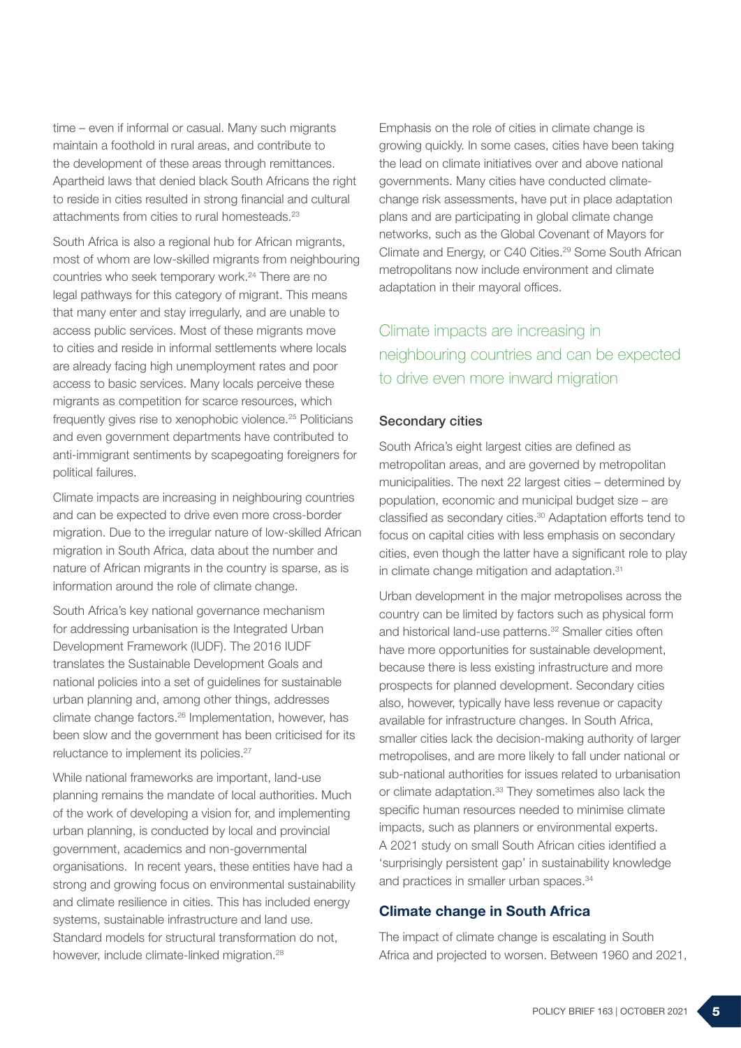time – even if informal or casual. Many such migrants maintain a foothold in rural areas, and contribute to the development of these areas through remittances. Apartheid laws that denied black South Africans the right to reside in cities resulted in strong financial and cultural attachments from cities to rural homesteads.[23]

South Africa is also a regional hub for African migrants, most of whom are low-skilled migrants from neighbouring countries who seek temporary work.[24] There are no legal pathways for this category of migrant. This means that many enter and stay irregularly, and are unable to access public services. Most of these migrants move to cities and reside in informal settlements where locals are already facing high unemployment rates and poor access to basic services. Many locals perceive these migrants as competition for scarce resources, which frequently gives rise to xenophobic violence.[25] Politicians and even government departments have contributed to anti-immigrant sentiments by scapegoating foreigners for political failures.

Climate impacts are increasing in neighbouring countries and can be expected to drive even more cross-border migration. Due to the irregular nature of low-skilled African migration in South Africa, data about the number and nature of African migrants in the country is sparse, as is information around the role of climate change.

South Africa's key national governance mechanism for addressing urbanisation is the Integrated Urban Development Framework (IUDF). The 2016 IUDF translates the Sustainable Development Goals and national policies into a set of guidelines for sustainable urban planning and, among other things, addresses climate change factors.[26] Implementation, however, has been slow and the government has been criticised for its reluctance to implement its policies.[27]

While national frameworks are important, land-use planning remains the mandate of local authorities. Much of the work of developing a vision for, and implementing urban planning, is conducted by local and provincial government, academics and non-governmental organisations. In recent years, these entities have had a strong and growing focus on environmental sustainability and climate resilience in cities. This has included energy systems, sustainable infrastructure and land use. Standard models for structural transformation do not, however, include climate-linked migration.[28]

Emphasis on the role of cities in climate change is growing quickly. In some cases, cities have been taking the lead on climate initiatives over and above national governments. Many cities have conducted climate-change risk assessments, have put in place adaptation plans and are participating in global climate change networks, such as the Global Covenant of Mayors for Climate and Energy, or C40 Cities.[29] Some South African metropolitans now include environment and climate adaptation in their mayoral offices.

> Climate impacts are increasing in neighbouring countries and can be expected to drive even more inward migration

### Secondary cities

South Africa's eight largest cities are defined as metropolitan areas, and are governed by metropolitan municipalities. The next 22 largest cities – determined by population, economic and municipal budget size – are classified as secondary cities.[30] Adaptation efforts tend to focus on capital cities with less emphasis on secondary cities, even though the latter have a significant role to play in climate change mitigation and adaptation.[31]

Urban development in the major metropolises across the country can be limited by factors such as physical form and historical land-use patterns.[32] Smaller cities often have more opportunities for sustainable development, because there is less existing infrastructure and more prospects for planned development. Secondary cities also, however, typically have less revenue or capacity available for infrastructure changes. In South Africa, smaller cities lack the decision-making authority of larger metropolises, and are more likely to fall under national or sub-national authorities for issues related to urbanisation or climate adaptation.[33] They sometimes also lack the specific human resources needed to minimise climate impacts, such as planners or environmental experts. A 2021 study on small South African cities identified a 'surprisingly persistent gap' in sustainability knowledge and practices in smaller urban spaces.[34]

## Climate change in South Africa

The impact of climate change is escalating in South Africa and projected to worsen. Between 1960 and 2021,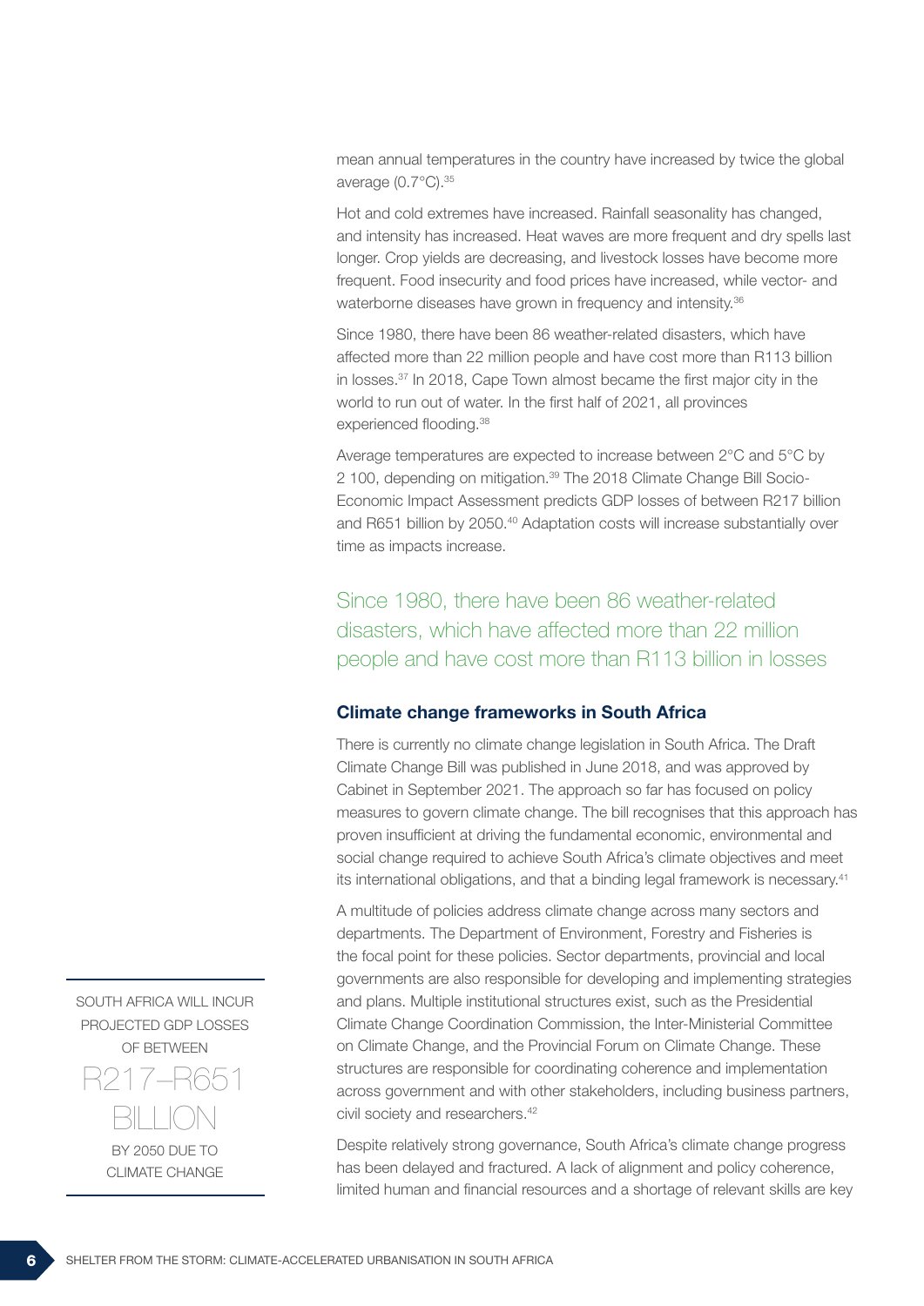mean annual temperatures in the country have increased by twice the global average (0.7°C).[35]

Hot and cold extremes have increased. Rainfall seasonality has changed, and intensity has increased. Heat waves are more frequent and dry spells last longer. Crop yields are decreasing, and livestock losses have become more frequent. Food insecurity and food prices have increased, while vector- and waterborne diseases have grown in frequency and intensity.[36]

Since 1980, there have been 86 weather-related disasters, which have affected more than 22 million people and have cost more than R113 billion in losses.[37] In 2018, Cape Town almost became the first major city in the world to run out of water. In the first half of 2021, all provinces experienced flooding.[38]

Average temperatures are expected to increase between 2°C and 5°C by 2 100, depending on mitigation.[39] The 2018 Climate Change Bill Socio-Economic Impact Assessment predicts GDP losses of between R217 billion and R651 billion by 2050.[40] Adaptation costs will increase substantially over time as impacts increase.

> Since 1980, there have been 86 weather-related disasters, which have affected more than 22 million people and have cost more than R113 billion in losses

## Climate change frameworks in South Africa

There is currently no climate change legislation in South Africa. The Draft Climate Change Bill was published in June 2018, and was approved by Cabinet in September 2021. The approach so far has focused on policy measures to govern climate change. The bill recognises that this approach has proven insufficient at driving the fundamental economic, environmental and social change required to achieve South Africa's climate objectives and meet its international obligations, and that a binding legal framework is necessary.[41]

A multitude of policies address climate change across many sectors and departments. The Department of Environment, Forestry and Fisheries is the focal point for these policies. Sector departments, provincial and local governments are also responsible for developing and implementing strategies and plans. Multiple institutional structures exist, such as the Presidential Climate Change Coordination Commission, the Inter-Ministerial Committee on Climate Change, and the Provincial Forum on Climate Change. These structures are responsible for coordinating coherence and implementation across government and with other stakeholders, including business partners, civil society and researchers.[42]

> SOUTH AFRICA WILL INCUR PROJECTED GDP LOSSES OF BETWEEN
> R217–R651 BILLION
> BY 2050 DUE TO CLIMATE CHANGE

Despite relatively strong governance, South Africa's climate change progress has been delayed and fractured. A lack of alignment and policy coherence, limited human and financial resources and a shortage of relevant skills are key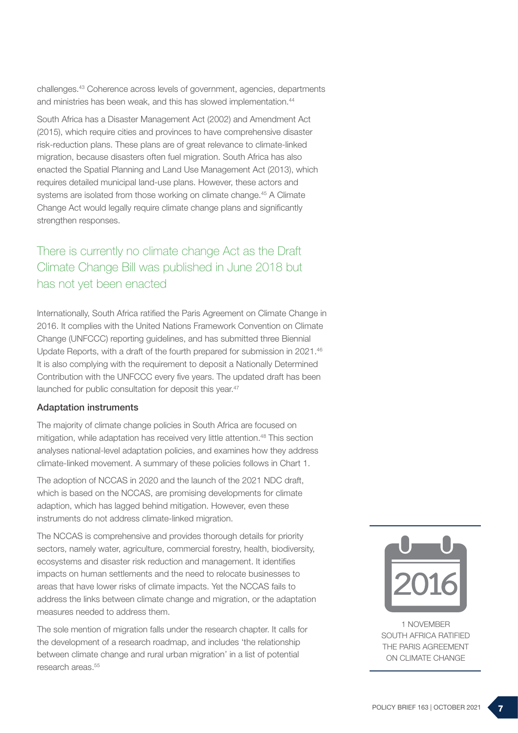challenges.[43] Coherence across levels of government, agencies, departments and ministries has been weak, and this has slowed implementation.[44]

South Africa has a Disaster Management Act (2002) and Amendment Act (2015), which require cities and provinces to have comprehensive disaster risk-reduction plans. These plans are of great relevance to climate-linked migration, because disasters often fuel migration. South Africa has also enacted the Spatial Planning and Land Use Management Act (2013), which requires detailed municipal land-use plans. However, these actors and systems are isolated from those working on climate change.[45] A Climate Change Act would legally require climate change plans and significantly strengthen responses.

> There is currently no climate change Act as the Draft Climate Change Bill was published in June 2018 but has not yet been enacted

Internationally, South Africa ratified the Paris Agreement on Climate Change in 2016. It complies with the United Nations Framework Convention on Climate Change (UNFCCC) reporting guidelines, and has submitted three Biennial Update Reports, with a draft of the fourth prepared for submission in 2021.[46] It is also complying with the requirement to deposit a Nationally Determined Contribution with the UNFCCC every five years. The updated draft has been launched for public consultation for deposit this year.[47]

### Adaptation instruments

The majority of climate change policies in South Africa are focused on mitigation, while adaptation has received very little attention.[48] This section analyses national-level adaptation policies, and examines how they address climate-linked movement. A summary of these policies follows in Chart 1.

The adoption of NCCAS in 2020 and the launch of the 2021 NDC draft, which is based on the NCCAS, are promising developments for climate adaption, which has lagged behind mitigation. However, even these instruments do not address climate-linked migration.

The NCCAS is comprehensive and provides thorough details for priority sectors, namely water, agriculture, commercial forestry, health, biodiversity, ecosystems and disaster risk reduction and management. It identifies impacts on human settlements and the need to relocate businesses to areas that have lower risks of climate impacts. Yet the NCCAS fails to address the links between climate change and migration, or the adaptation measures needed to address them.

The sole mention of migration falls under the research chapter. It calls for the development of a research roadmap, and includes 'the relationship between climate change and rural urban migration' in a list of potential research areas.[55]

**2016**

1 NOVEMBER
SOUTH AFRICA RATIFIED THE PARIS AGREEMENT ON CLIMATE CHANGE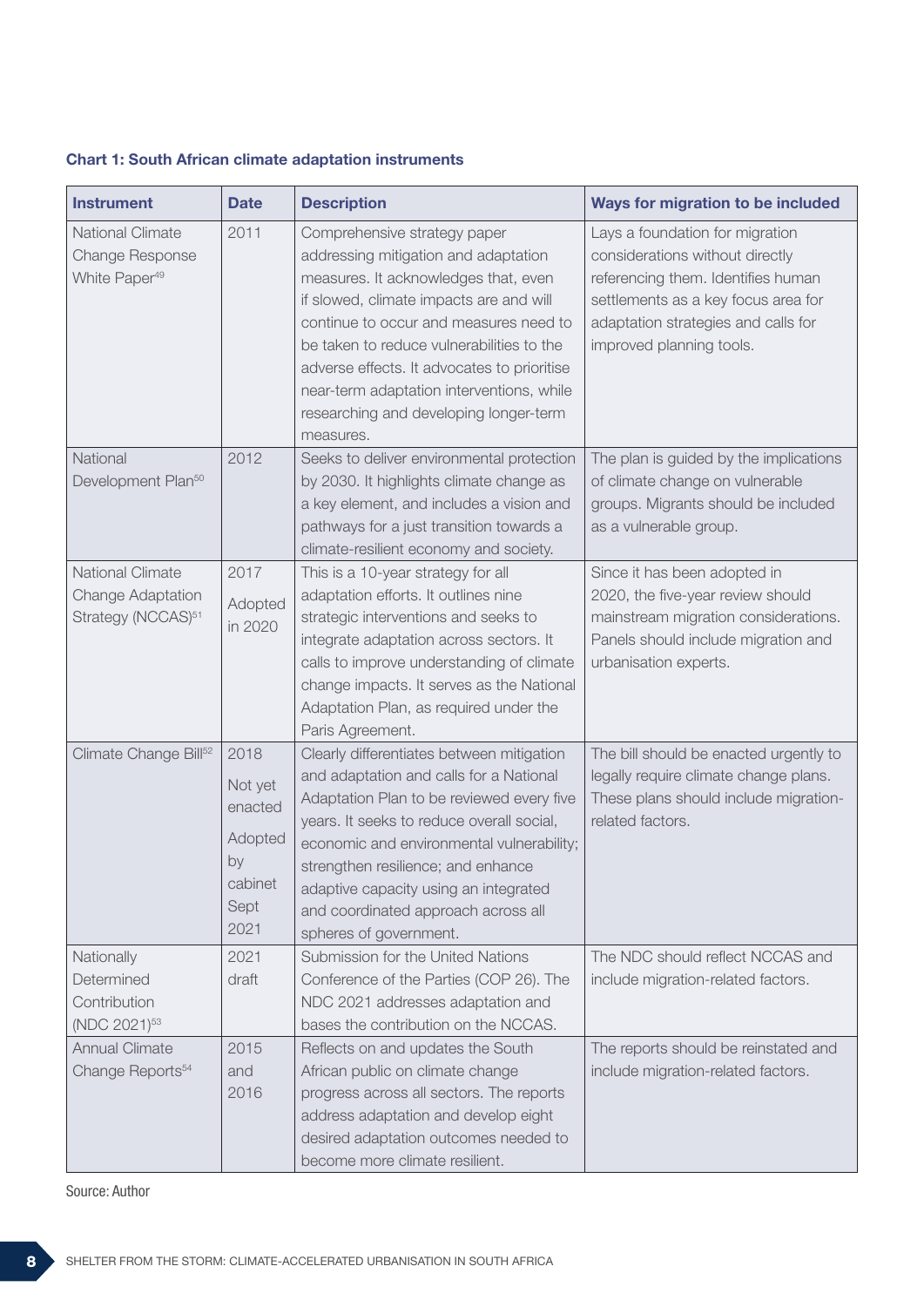**Chart 1: South African climate adaptation instruments**

| Instrument | Date | Description | Ways for migration to be included |
|---|---|---|---|
| National Climate Change Response White Paper[49] | 2011 | Comprehensive strategy paper addressing mitigation and adaptation measures. It acknowledges that, even if slowed, climate impacts are and will continue to occur and measures need to be taken to reduce vulnerabilities to the adverse effects. It advocates to prioritise near-term adaptation interventions, while researching and developing longer-term measures. | Lays a foundation for migration considerations without directly referencing them. Identifies human settlements as a key focus area for adaptation strategies and calls for improved planning tools. |
| National Development Plan[50] | 2012 | Seeks to deliver environmental protection by 2030. It highlights climate change as a key element, and includes a vision and pathways for a just transition towards a climate-resilient economy and society. | The plan is guided by the implications of climate change on vulnerable groups. Migrants should be included as a vulnerable group. |
| National Climate Change Adaptation Strategy (NCCAS)[51] | 2017 Adopted in 2020 | This is a 10-year strategy for all adaptation efforts. It outlines nine strategic interventions and seeks to integrate adaptation across sectors. It calls to improve understanding of climate change impacts. It serves as the National Adaptation Plan, as required under the Paris Agreement. | Since it has been adopted in 2020, the five-year review should mainstream migration considerations. Panels should include migration and urbanisation experts. |
| Climate Change Bill[52] | 2018 Not yet enacted Adopted by cabinet Sept 2021 | Clearly differentiates between mitigation and adaptation and calls for a National Adaptation Plan to be reviewed every five years. It seeks to reduce overall social, economic and environmental vulnerability; strengthen resilience; and enhance adaptive capacity using an integrated and coordinated approach across all spheres of government. | The bill should be enacted urgently to legally require climate change plans. These plans should include migration-related factors. |
| Nationally Determined Contribution (NDC 2021)[53] | 2021 draft | Submission for the United Nations Conference of the Parties (COP 26). The NDC 2021 addresses adaptation and bases the contribution on the NCCAS. | The NDC should reflect NCCAS and include migration-related factors. |
| Annual Climate Change Reports[54] | 2015 and 2016 | Reflects on and updates the South African public on climate change progress across all sectors. The reports address adaptation and develop eight desired adaptation outcomes needed to become more climate resilient. | The reports should be reinstated and include migration-related factors. |

Source: Author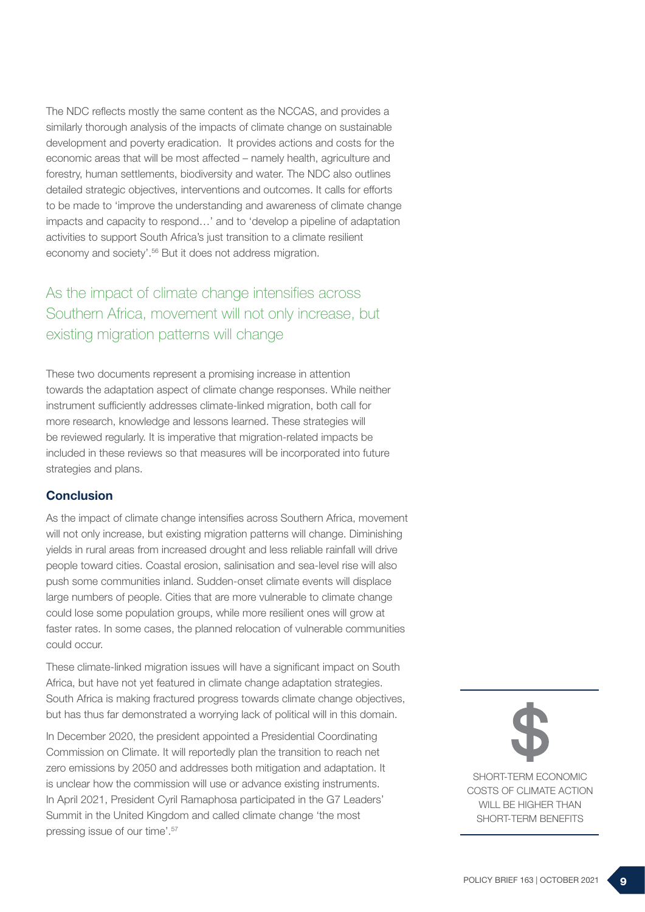The NDC reflects mostly the same content as the NCCAS, and provides a similarly thorough analysis of the impacts of climate change on sustainable development and poverty eradication. It provides actions and costs for the economic areas that will be most affected – namely health, agriculture and forestry, human settlements, biodiversity and water. The NDC also outlines detailed strategic objectives, interventions and outcomes. It calls for efforts to be made to 'improve the understanding and awareness of climate change impacts and capacity to respond…' and to 'develop a pipeline of adaptation activities to support South Africa's just transition to a climate resilient economy and society'.[56] But it does not address migration.

> As the impact of climate change intensifies across Southern Africa, movement will not only increase, but existing migration patterns will change

These two documents represent a promising increase in attention towards the adaptation aspect of climate change responses. While neither instrument sufficiently addresses climate-linked migration, both call for more research, knowledge and lessons learned. These strategies will be reviewed regularly. It is imperative that migration-related impacts be included in these reviews so that measures will be incorporated into future strategies and plans.

## Conclusion

As the impact of climate change intensifies across Southern Africa, movement will not only increase, but existing migration patterns will change. Diminishing yields in rural areas from increased drought and less reliable rainfall will drive people toward cities. Coastal erosion, salinisation and sea-level rise will also push some communities inland. Sudden-onset climate events will displace large numbers of people. Cities that are more vulnerable to climate change could lose some population groups, while more resilient ones will grow at faster rates. In some cases, the planned relocation of vulnerable communities could occur.

These climate-linked migration issues will have a significant impact on South Africa, but have not yet featured in climate change adaptation strategies. South Africa is making fractured progress towards climate change objectives, but has thus far demonstrated a worrying lack of political will in this domain.

In December 2020, the president appointed a Presidential Coordinating Commission on Climate. It will reportedly plan the transition to reach net zero emissions by 2050 and addresses both mitigation and adaptation. It is unclear how the commission will use or advance existing instruments. In April 2021, President Cyril Ramaphosa participated in the G7 Leaders' Summit in the United Kingdom and called climate change 'the most pressing issue of our time'.[57]

> $
>
> SHORT-TERM ECONOMIC COSTS OF CLIMATE ACTION WILL BE HIGHER THAN SHORT-TERM BENEFITS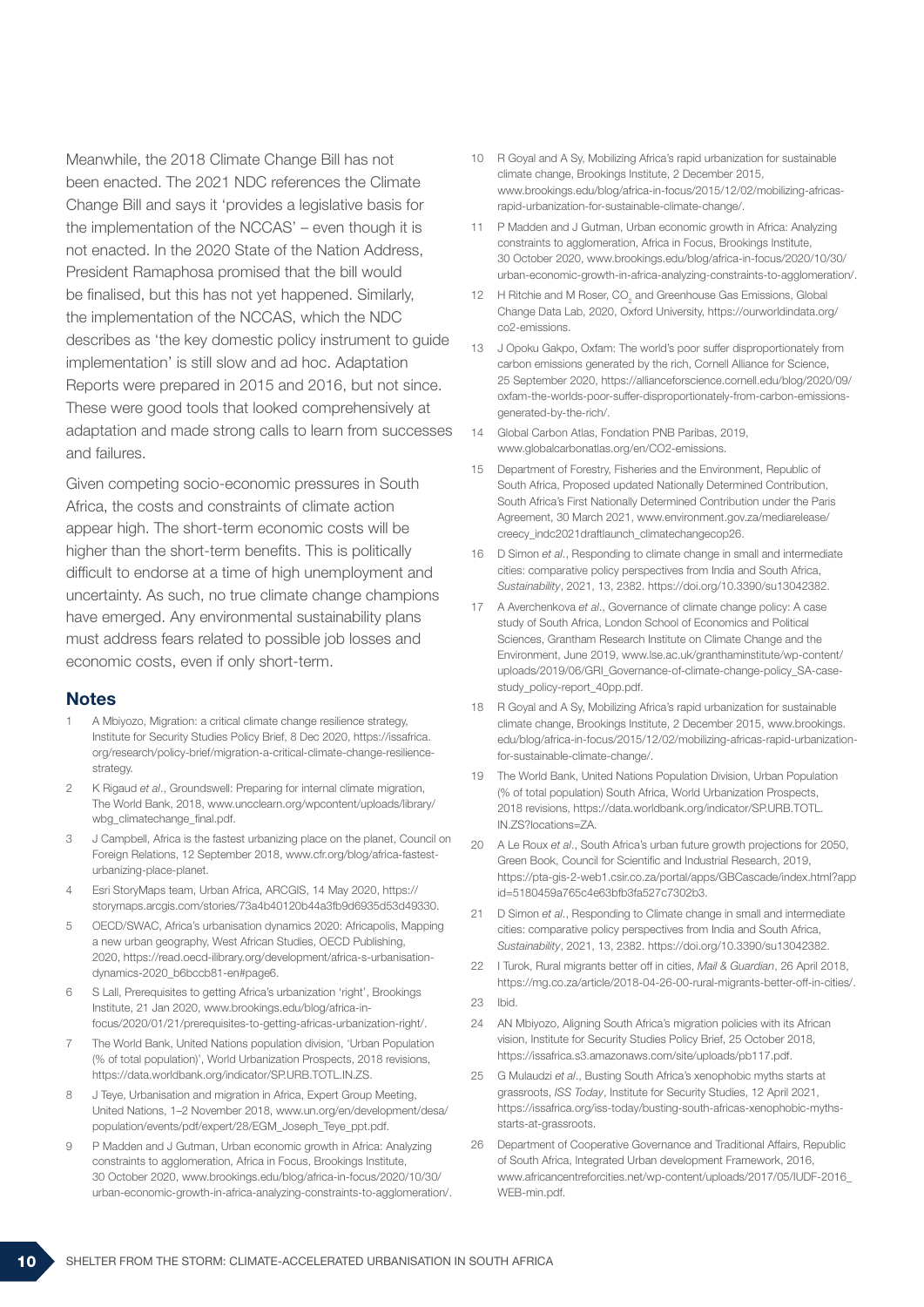Meanwhile, the 2018 Climate Change Bill has not been enacted. The 2021 NDC references the Climate Change Bill and says it 'provides a legislative basis for the implementation of the NCCAS' – even though it is not enacted. In the 2020 State of the Nation Address, President Ramaphosa promised that the bill would be finalised, but this has not yet happened. Similarly, the implementation of the NCCAS, which the NDC describes as 'the key domestic policy instrument to guide implementation' is still slow and ad hoc. Adaptation Reports were prepared in 2015 and 2016, but not since. These were good tools that looked comprehensively at adaptation and made strong calls to learn from successes and failures.

Given competing socio-economic pressures in South Africa, the costs and constraints of climate action appear high. The short-term economic costs will be higher than the short-term benefits. This is politically difficult to endorse at a time of high unemployment and uncertainty. As such, no true climate change champions have emerged. Any environmental sustainability plans must address fears related to possible job losses and economic costs, even if only short-term.

## Notes

1. A Mbiyozo, Migration: a critical climate change resilience strategy, Institute for Security Studies Policy Brief, 8 Dec 2020, https://issafrica.org/research/policy-brief/migration-a-critical-climate-change-resilience-strategy.
2. K Rigaud *et al*., Groundswell: Preparing for internal climate migration, The World Bank, 2018, www.uncclearn.org/wpcontent/uploads/library/wbg_climatechange_final.pdf.
3. J Campbell, Africa is the fastest urbanizing place on the planet, Council on Foreign Relations, 12 September 2018, www.cfr.org/blog/africa-fastest-urbanizing-place-planet.
4. Esri StoryMaps team, Urban Africa, ARCGIS, 14 May 2020, https://storymaps.arcgis.com/stories/73a4b40120b44a3fb9d6935d53d49330.
5. OECD/SWAC, Africa's urbanisation dynamics 2020: Africapolis, Mapping a new urban geography, West African Studies, OECD Publishing, 2020, https://read.oecd-ilibrary.org/development/africa-s-urbanisation-dynamics-2020_b6bccb81-en#page6.
6. S Lall, Prerequisites to getting Africa's urbanization 'right', Brookings Institute, 21 Jan 2020, www.brookings.edu/blog/africa-in-focus/2020/01/21/prerequisites-to-getting-africas-urbanization-right/.
7. The World Bank, United Nations population division, 'Urban Population (% of total population)', World Urbanization Prospects, 2018 revisions, https://data.worldbank.org/indicator/SP.URB.TOTL.IN.ZS.
8. J Teye, Urbanisation and migration in Africa, Expert Group Meeting, United Nations, 1–2 November 2018, www.un.org/en/development/desa/population/events/pdf/expert/28/EGM_Joseph_Teye_ppt.pdf.
9. P Madden and J Gutman, Urban economic growth in Africa: Analyzing constraints to agglomeration, Africa in Focus, Brookings Institute, 30 October 2020, www.brookings.edu/blog/africa-in-focus/2020/10/30/urban-economic-growth-in-africa-analyzing-constraints-to-agglomeration/.
10. R Goyal and A Sy, Mobilizing Africa's rapid urbanization for sustainable climate change, Brookings Institute, 2 December 2015, www.brookings.edu/blog/africa-in-focus/2015/12/02/mobilizing-africas-rapid-urbanization-for-sustainable-climate-change/.
11. P Madden and J Gutman, Urban economic growth in Africa: Analyzing constraints to agglomeration, Africa in Focus, Brookings Institute, 30 October 2020, www.brookings.edu/blog/africa-in-focus/2020/10/30/urban-economic-growth-in-africa-analyzing-constraints-to-agglomeration/.
12. H Ritchie and M Roser, $CO_2$ and Greenhouse Gas Emissions, Global Change Data Lab, 2020, Oxford University, https://ourworldindata.org/co2-emissions.
13. J Opoku Gakpo, Oxfam: The world's poor suffer disproportionately from carbon emissions generated by the rich, Cornell Alliance for Science, 25 September 2020, https://allianceforscience.cornell.edu/blog/2020/09/oxfam-the-worlds-poor-suffer-disproportionately-from-carbon-emissions-generated-by-the-rich/.
14. Global Carbon Atlas, Fondation PNB Paribas, 2019, www.globalcarbonatlas.org/en/CO2-emissions.
15. Department of Forestry, Fisheries and the Environment, Republic of South Africa, Proposed updated Nationally Determined Contribution, South Africa's First Nationally Determined Contribution under the Paris Agreement, 30 March 2021, www.environment.gov.za/mediarelease/creecy_indc2021draftlaunch_climatechangecop26.
16. D Simon *et al*., Responding to climate change in small and intermediate cities: comparative policy perspectives from India and South Africa, *Sustainability*, 2021, 13, 2382. https://doi.org/10.3390/su13042382.
17. A Averchenkova *et al*., Governance of climate change policy: A case study of South Africa, London School of Economics and Political Sciences, Grantham Research Institute on Climate Change and the Environment, June 2019, www.lse.ac.uk/granthaminstitute/wp-content/uploads/2019/06/GRI_Governance-of-climate-change-policy_SA-case-study_policy-report_40pp.pdf.
18. R Goyal and A Sy, Mobilizing Africa's rapid urbanization for sustainable climate change, Brookings Institute, 2 December 2015, www.brookings.edu/blog/africa-in-focus/2015/12/02/mobilizing-africas-rapid-urbanization-for-sustainable-climate-change/.
19. The World Bank, United Nations Population Division, Urban Population (% of total population) South Africa, World Urbanization Prospects, 2018 revisions, https://data.worldbank.org/indicator/SP.URB.TOTL.IN.ZS?locations=ZA.
20. A Le Roux *et al*., South Africa's urban future growth projections for 2050, Green Book, Council for Scientific and Industrial Research, 2019, https://pta-gis-2-web1.csir.co.za/portal/apps/GBCascade/index.html?appid=5180459a765c4e63bfb3fa527c7302b3.
21. D Simon *et al*., Responding to Climate change in small and intermediate cities: comparative policy perspectives from India and South Africa, *Sustainability*, 2021, 13, 2382. https://doi.org/10.3390/su13042382.
22. I Turok, Rural migrants better off in cities, *Mail & Guardian*, 26 April 2018, https://mg.co.za/article/2018-04-26-00-rural-migrants-better-off-in-cities/.
23. Ibid.
24. AN Mbiyozo, Aligning South Africa's migration policies with its African vision, Institute for Security Studies Policy Brief, 25 October 2018, https://issafrica.s3.amazonaws.com/site/uploads/pb117.pdf.
25. G Mulaudzi *et al*., Busting South Africa's xenophobic myths starts at grassroots, *ISS Today*, Institute for Security Studies, 12 April 2021, https://issafrica.org/iss-today/busting-south-africas-xenophobic-myths-starts-at-grassroots.
26. Department of Cooperative Governance and Traditional Affairs, Republic of South Africa, Integrated Urban development Framework, 2016, www.africancentreforcities.net/wp-content/uploads/2017/05/IUDF-2016_WEB-min.pdf.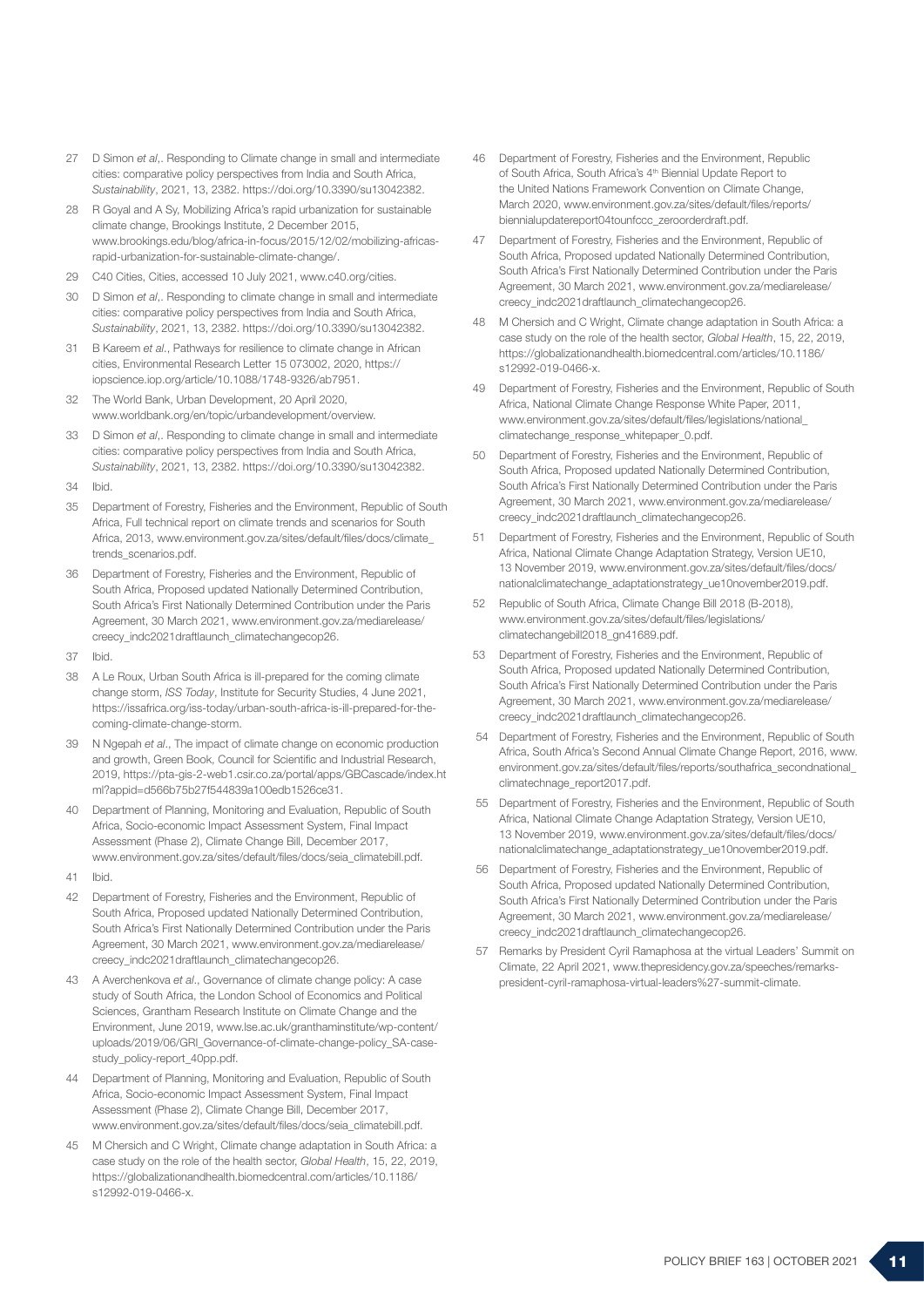27 D Simon *et al*,. Responding to Climate change in small and intermediate cities: comparative policy perspectives from India and South Africa, *Sustainability*, 2021, 13, 2382. https://doi.org/10.3390/su13042382.

28 R Goyal and A Sy, Mobilizing Africa's rapid urbanization for sustainable climate change, Brookings Institute, 2 December 2015, www.brookings.edu/blog/africa-in-focus/2015/12/02/mobilizing-africas-rapid-urbanization-for-sustainable-climate-change/.

29 C40 Cities, Cities, accessed 10 July 2021, www.c40.org/cities.

30 D Simon *et al*,. Responding to climate change in small and intermediate cities: comparative policy perspectives from India and South Africa, *Sustainability*, 2021, 13, 2382. https://doi.org/10.3390/su13042382.

31 B Kareem *et al*., Pathways for resilience to climate change in African cities, Environmental Research Letter 15 073002, 2020, https://iopscience.iop.org/article/10.1088/1748-9326/ab7951.

32 The World Bank, Urban Development, 20 April 2020, www.worldbank.org/en/topic/urbandevelopment/overview.

33 D Simon *et al*,. Responding to climate change in small and intermediate cities: comparative policy perspectives from India and South Africa, *Sustainability*, 2021, 13, 2382. https://doi.org/10.3390/su13042382.

34 Ibid.

35 Department of Forestry, Fisheries and the Environment, Republic of South Africa, Full technical report on climate trends and scenarios for South Africa, 2013, www.environment.gov.za/sites/default/files/docs/climate_trends_scenarios.pdf.

36 Department of Forestry, Fisheries and the Environment, Republic of South Africa, Proposed updated Nationally Determined Contribution, South Africa's First Nationally Determined Contribution under the Paris Agreement, 30 March 2021, www.environment.gov.za/mediarelease/creecy_indc2021draftlaunch_climatechangecop26.

37 Ibid.

38 A Le Roux, Urban South Africa is ill-prepared for the coming climate change storm, *ISS Today*, Institute for Security Studies, 4 June 2021, https://issafrica.org/iss-today/urban-south-africa-is-ill-prepared-for-the-coming-climate-change-storm.

39 N Ngepah *et al*., The impact of climate change on economic production and growth, Green Book, Council for Scientific and Industrial Research, 2019, https://pta-gis-2-web1.csir.co.za/portal/apps/GBCascade/index.html?appid=d566b75b27f544839a100edb1526ce31.

40 Department of Planning, Monitoring and Evaluation, Republic of South Africa, Socio-economic Impact Assessment System, Final Impact Assessment (Phase 2), Climate Change Bill, December 2017, www.environment.gov.za/sites/default/files/docs/seia_climatebill.pdf.

41 Ibid.

42 Department of Forestry, Fisheries and the Environment, Republic of South Africa, Proposed updated Nationally Determined Contribution, South Africa's First Nationally Determined Contribution under the Paris Agreement, 30 March 2021, www.environment.gov.za/mediarelease/creecy_indc2021draftlaunch_climatechangecop26.

43 A Averchenkova *et al*., Governance of climate change policy: A case study of South Africa, the London School of Economics and Political Sciences, Grantham Research Institute on Climate Change and the Environment, June 2019, www.lse.ac.uk/granthaminstitute/wp-content/uploads/2019/06/GRI_Governance-of-climate-change-policy_SA-case-study_policy-report_40pp.pdf.

44 Department of Planning, Monitoring and Evaluation, Republic of South Africa, Socio-economic Impact Assessment System, Final Impact Assessment (Phase 2), Climate Change Bill, December 2017, www.environment.gov.za/sites/default/files/docs/seia_climatebill.pdf.

45 M Chersich and C Wright, Climate change adaptation in South Africa: a case study on the role of the health sector, *Global Health*, 15, 22, 2019, https://globalizationandhealth.biomedcentral.com/articles/10.1186/s12992-019-0466-x.

46 Department of Forestry, Fisheries and the Environment, Republic of South Africa, South Africa's 4th Biennial Update Report to the United Nations Framework Convention on Climate Change, March 2020, www.environment.gov.za/sites/default/files/reports/biennialupdatereport04tounfccc_zeroorderdraft.pdf.

47 Department of Forestry, Fisheries and the Environment, Republic of South Africa, Proposed updated Nationally Determined Contribution, South Africa's First Nationally Determined Contribution under the Paris Agreement, 30 March 2021, www.environment.gov.za/mediarelease/creecy_indc2021draftlaunch_climatechangecop26.

48 M Chersich and C Wright, Climate change adaptation in South Africa: a case study on the role of the health sector, *Global Health*, 15, 22, 2019, https://globalizationandhealth.biomedcentral.com/articles/10.1186/s12992-019-0466-x.

49 Department of Forestry, Fisheries and the Environment, Republic of South Africa, National Climate Change Response White Paper, 2011, www.environment.gov.za/sites/default/files/legislations/national_climatechange_response_whitepaper_0.pdf.

50 Department of Forestry, Fisheries and the Environment, Republic of South Africa, Proposed updated Nationally Determined Contribution, South Africa's First Nationally Determined Contribution under the Paris Agreement, 30 March 2021, www.environment.gov.za/mediarelease/creecy_indc2021draftlaunch_climatechangecop26.

51 Department of Forestry, Fisheries and the Environment, Republic of South Africa, National Climate Change Adaptation Strategy, Version UE10, 13 November 2019, www.environment.gov.za/sites/default/files/docs/nationalclimatechange_adaptationstrategy_ue10november2019.pdf.

52 Republic of South Africa, Climate Change Bill 2018 (B-2018), www.environment.gov.za/sites/default/files/legislations/climatechangebill2018_gn41689.pdf.

53 Department of Forestry, Fisheries and the Environment, Republic of South Africa, Proposed updated Nationally Determined Contribution, South Africa's First Nationally Determined Contribution under the Paris Agreement, 30 March 2021, www.environment.gov.za/mediarelease/creecy_indc2021draftlaunch_climatechangecop26.

54 Department of Forestry, Fisheries and the Environment, Republic of South Africa, South Africa's Second Annual Climate Change Report, 2016, www.environment.gov.za/sites/default/files/reports/southafrica_secondnational_climatechnage_report2017.pdf.

55 Department of Forestry, Fisheries and the Environment, Republic of South Africa, National Climate Change Adaptation Strategy, Version UE10, 13 November 2019, www.environment.gov.za/sites/default/files/docs/nationalclimatechange_adaptationstrategy_ue10november2019.pdf.

56 Department of Forestry, Fisheries and the Environment, Republic of South Africa, Proposed updated Nationally Determined Contribution, South Africa's First Nationally Determined Contribution under the Paris Agreement, 30 March 2021, www.environment.gov.za/mediarelease/creecy_indc2021draftlaunch_climatechangecop26.

57 Remarks by President Cyril Ramaphosa at the virtual Leaders' Summit on Climate, 22 April 2021, www.thepresidency.gov.za/speeches/remarks-president-cyril-ramaphosa-virtual-leaders%27-summit-climate.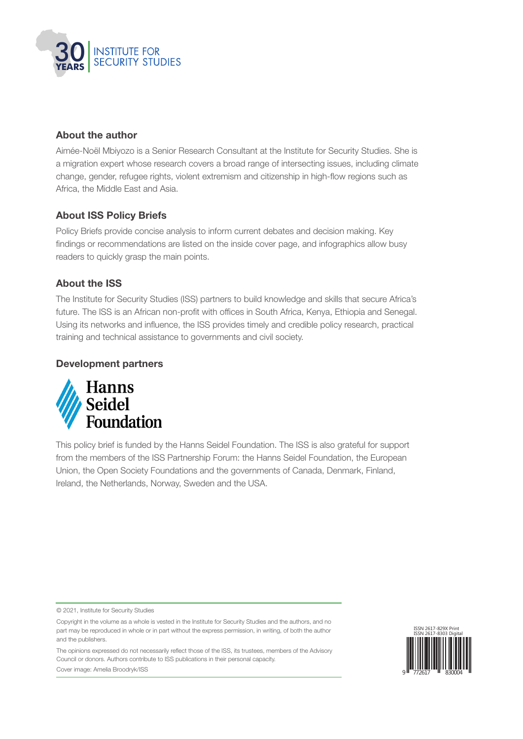30 YEARS | INSTITUTE FOR SECURITY STUDIES

## About the author

Aimée-Noël Mbiyozo is a Senior Research Consultant at the Institute for Security Studies. She is a migration expert whose research covers a broad range of intersecting issues, including climate change, gender, refugee rights, violent extremism and citizenship in high-flow regions such as Africa, the Middle East and Asia.

## About ISS Policy Briefs

Policy Briefs provide concise analysis to inform current debates and decision making. Key findings or recommendations are listed on the inside cover page, and infographics allow busy readers to quickly grasp the main points.

## About the ISS

The Institute for Security Studies (ISS) partners to build knowledge and skills that secure Africa's future. The ISS is an African non-profit with offices in South Africa, Kenya, Ethiopia and Senegal. Using its networks and influence, the ISS provides timely and credible policy research, practical training and technical assistance to governments and civil society.

## Development partners

Hanns Seidel Foundation

This policy brief is funded by the Hanns Seidel Foundation. The ISS is also grateful for support from the members of the ISS Partnership Forum: the Hanns Seidel Foundation, the European Union, the Open Society Foundations and the governments of Canada, Denmark, Finland, Ireland, the Netherlands, Norway, Sweden and the USA.

© 2021, Institute for Security Studies

Copyright in the volume as a whole is vested in the Institute for Security Studies and the authors, and no part may be reproduced in whole or in part without the express permission, in writing, of both the author and the publishers.

The opinions expressed do not necessarily reflect those of the ISS, its trustees, members of the Advisory Council or donors. Authors contribute to ISS publications in their personal capacity.

Cover image: Amelia Broodryk/ISS

ISSN 2617-829X Print
ISSN 2617-8303 Digital